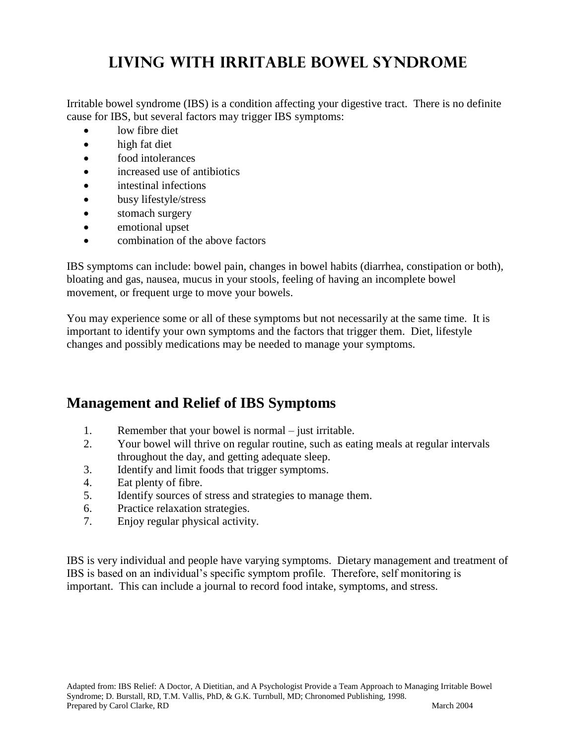# Living with Irritable Bowel Syndrome

Irritable bowel syndrome (IBS) is a condition affecting your digestive tract. There is no definite cause for IBS, but several factors may trigger IBS symptoms:

- low fibre diet
- high fat diet
- food intolerances
- increased use of antibiotics
- intestinal infections
- busy lifestyle/stress
- stomach surgery
- emotional upset
- combination of the above factors

IBS symptoms can include: bowel pain, changes in bowel habits (diarrhea, constipation or both), bloating and gas, nausea, mucus in your stools, feeling of having an incomplete bowel movement, or frequent urge to move your bowels.

You may experience some or all of these symptoms but not necessarily at the same time. It is important to identify your own symptoms and the factors that trigger them. Diet, lifestyle changes and possibly medications may be needed to manage your symptoms.

## Management and Relief of IBS Symptoms

1. Remember that your bowel is normal – just irritable.
2. Your bowel will thrive on regular routine, such as eating meals at regular intervals throughout the day, and getting adequate sleep.
3. Identify and limit foods that trigger symptoms.
4. Eat plenty of fibre.
5. Identify sources of stress and strategies to manage them.
6. Practice relaxation strategies.
7. Enjoy regular physical activity.

IBS is very individual and people have varying symptoms. Dietary management and treatment of IBS is based on an individual's specific symptom profile. Therefore, self monitoring is important. This can include a journal to record food intake, symptoms, and stress.

Adapted from: IBS Relief: A Doctor, A Dietitian, and A Psychologist Provide a Team Approach to Managing Irritable Bowel Syndrome; D. Burstall, RD, T.M. Vallis, PhD, & G.K. Turnbull, MD; Chronomed Publishing, 1998.
Prepared by Carol Clarke, RD March 2004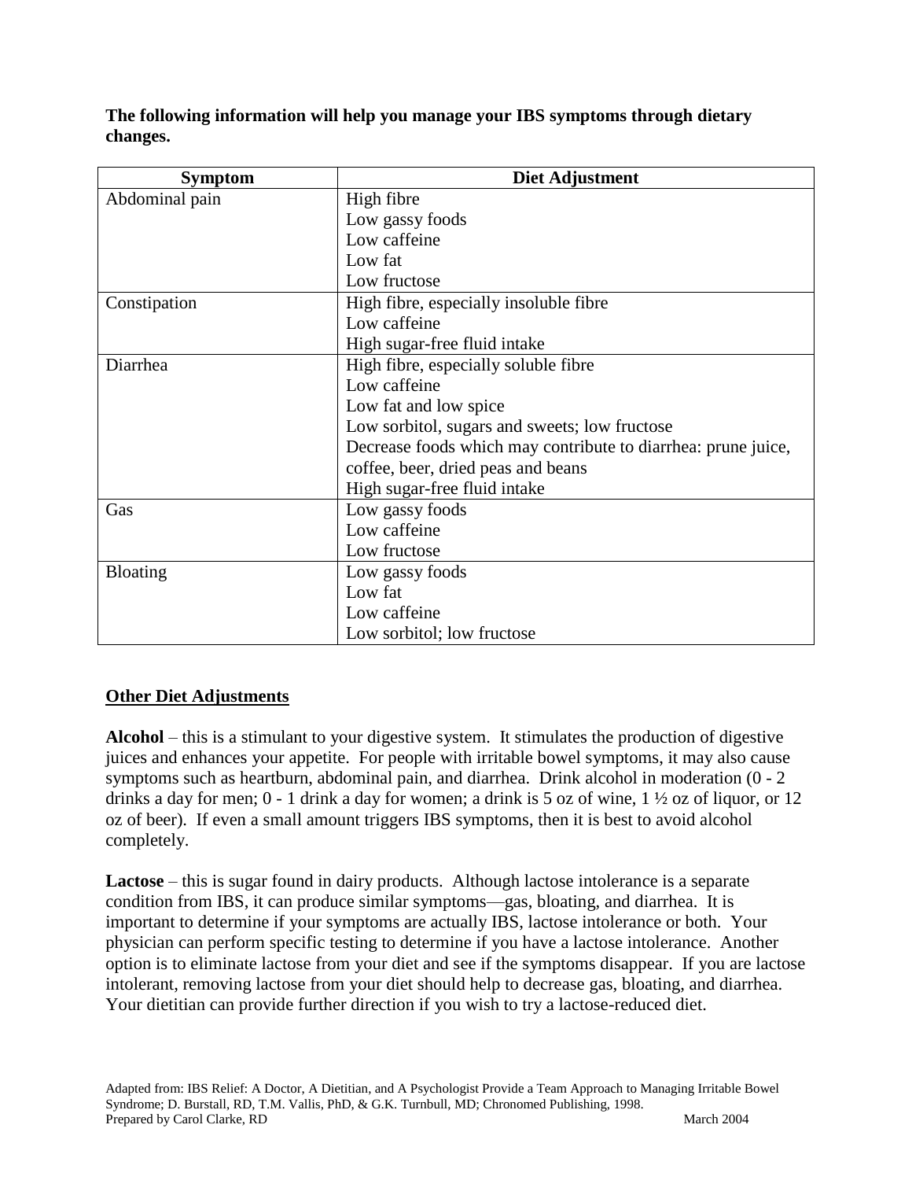**The following information will help you manage your IBS symptoms through dietary changes.**

| Symptom | Diet Adjustment |
| --- | --- |
| Abdominal pain | High fibre<br>Low gassy foods<br>Low caffeine<br>Low fat<br>Low fructose |
| Constipation | High fibre, especially insoluble fibre<br>Low caffeine<br>High sugar-free fluid intake |
| Diarrhea | High fibre, especially soluble fibre<br>Low caffeine<br>Low fat and low spice<br>Low sorbitol, sugars and sweets; low fructose<br>Decrease foods which may contribute to diarrhea: prune juice, coffee, beer, dried peas and beans<br>High sugar-free fluid intake |
| Gas | Low gassy foods<br>Low caffeine<br>Low fructose |
| Bloating | Low gassy foods<br>Low fat<br>Low caffeine<br>Low sorbitol; low fructose |

## Other Diet Adjustments

**Alcohol** – this is a stimulant to your digestive system. It stimulates the production of digestive juices and enhances your appetite. For people with irritable bowel symptoms, it may also cause symptoms such as heartburn, abdominal pain, and diarrhea. Drink alcohol in moderation (0 - 2 drinks a day for men; 0 - 1 drink a day for women; a drink is 5 oz of wine, 1 ½ oz of liquor, or 12 oz of beer). If even a small amount triggers IBS symptoms, then it is best to avoid alcohol completely.

**Lactose** – this is sugar found in dairy products. Although lactose intolerance is a separate condition from IBS, it can produce similar symptoms—gas, bloating, and diarrhea. It is important to determine if your symptoms are actually IBS, lactose intolerance or both. Your physician can perform specific testing to determine if you have a lactose intolerance. Another option is to eliminate lactose from your diet and see if the symptoms disappear. If you are lactose intolerant, removing lactose from your diet should help to decrease gas, bloating, and diarrhea. Your dietitian can provide further direction if you wish to try a lactose-reduced diet.

Adapted from: IBS Relief: A Doctor, A Dietitian, and A Psychologist Provide a Team Approach to Managing Irritable Bowel Syndrome; D. Burstall, RD, T.M. Vallis, PhD, & G.K. Turnbull, MD; Chronomed Publishing, 1998.
Prepared by Carol Clarke, RD March 2004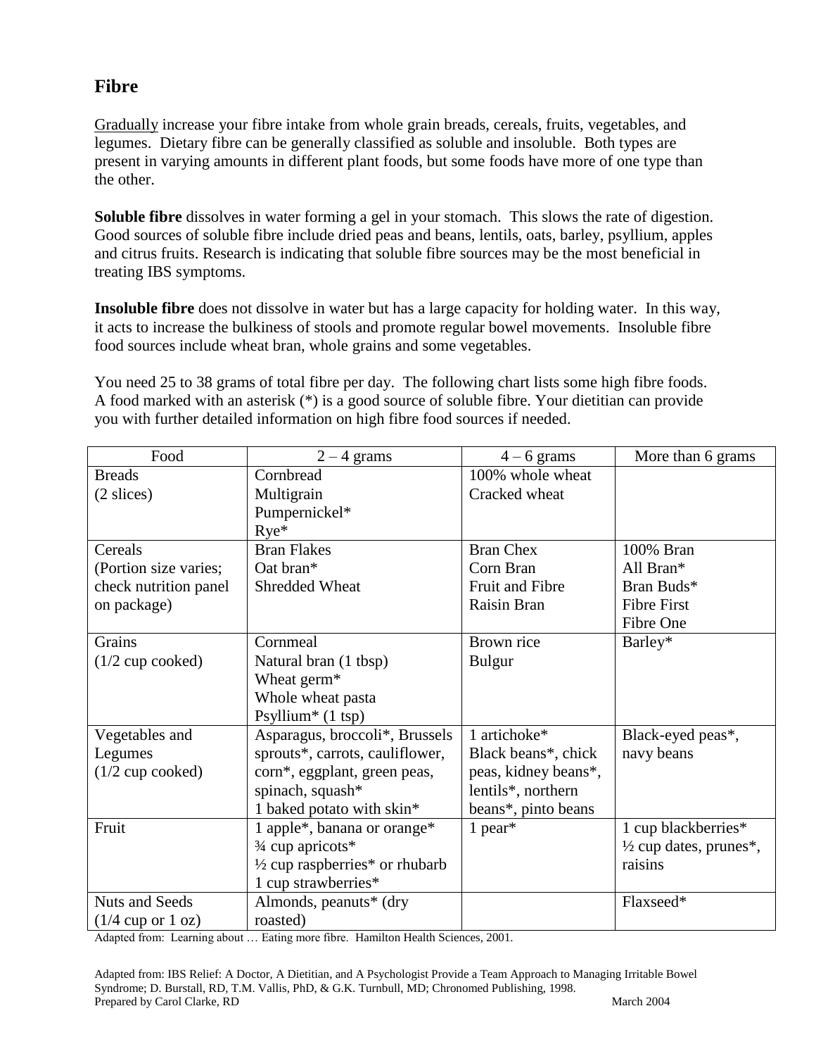## Fibre

<u>Gradually</u> increase your fibre intake from whole grain breads, cereals, fruits, vegetables, and legumes. Dietary fibre can be generally classified as soluble and insoluble. Both types are present in varying amounts in different plant foods, but some foods have more of one type than the other.

**Soluble fibre** dissolves in water forming a gel in your stomach. This slows the rate of digestion. Good sources of soluble fibre include dried peas and beans, lentils, oats, barley, psyllium, apples and citrus fruits. Research is indicating that soluble fibre sources may be the most beneficial in treating IBS symptoms.

**Insoluble fibre** does not dissolve in water but has a large capacity for holding water. In this way, it acts to increase the bulkiness of stools and promote regular bowel movements. Insoluble fibre food sources include wheat bran, whole grains and some vegetables.

You need 25 to 38 grams of total fibre per day. The following chart lists some high fibre foods. A food marked with an asterisk (*) is a good source of soluble fibre. Your dietitian can provide you with further detailed information on high fibre food sources if needed.

| Food | 2 – 4 grams | 4 – 6 grams | More than 6 grams |
|---|---|---|---|
| Breads (2 slices) | Cornbread<br>Multigrain<br>Pumpernickel*<br>Rye* | 100% whole wheat<br>Cracked wheat | |
| Cereals (Portion size varies; check nutrition panel on package) | Bran Flakes<br>Oat bran*<br>Shredded Wheat | Bran Chex<br>Corn Bran<br>Fruit and Fibre<br>Raisin Bran | 100% Bran<br>All Bran*<br>Bran Buds*<br>Fibre First<br>Fibre One |
| Grains (1/2 cup cooked) | Cornmeal<br>Natural bran (1 tbsp)<br>Wheat germ*<br>Whole wheat pasta<br>Psyllium* (1 tsp) | Brown rice<br>Bulgur | Barley* |
| Vegetables and Legumes (1/2 cup cooked) | Asparagus, broccoli*, Brussels sprouts*, carrots, cauliflower, corn*, eggplant, green peas, spinach, squash*<br>1 baked potato with skin* | 1 artichoke*<br>Black beans*, chick peas, kidney beans*, lentils*, northern beans*, pinto beans | Black-eyed peas*, navy beans |
| Fruit | 1 apple*, banana or orange*<br>¾ cup apricots*<br>½ cup raspberries* or rhubarb<br>1 cup strawberries* | 1 pear* | 1 cup blackberries*<br>½ cup dates, prunes*, raisins |
| Nuts and Seeds (1/4 cup or 1 oz) | Almonds, peanuts* (dry roasted) | | Flaxseed* |

Adapted from: Learning about … Eating more fibre. Hamilton Health Sciences, 2001.

Adapted from: IBS Relief: A Doctor, A Dietitian, and A Psychologist Provide a Team Approach to Managing Irritable Bowel Syndrome; D. Burstall, RD, T.M. Vallis, PhD, & G.K. Turnbull, MD; Chronomed Publishing, 1998.
Prepared by Carol Clarke, RD — March 2004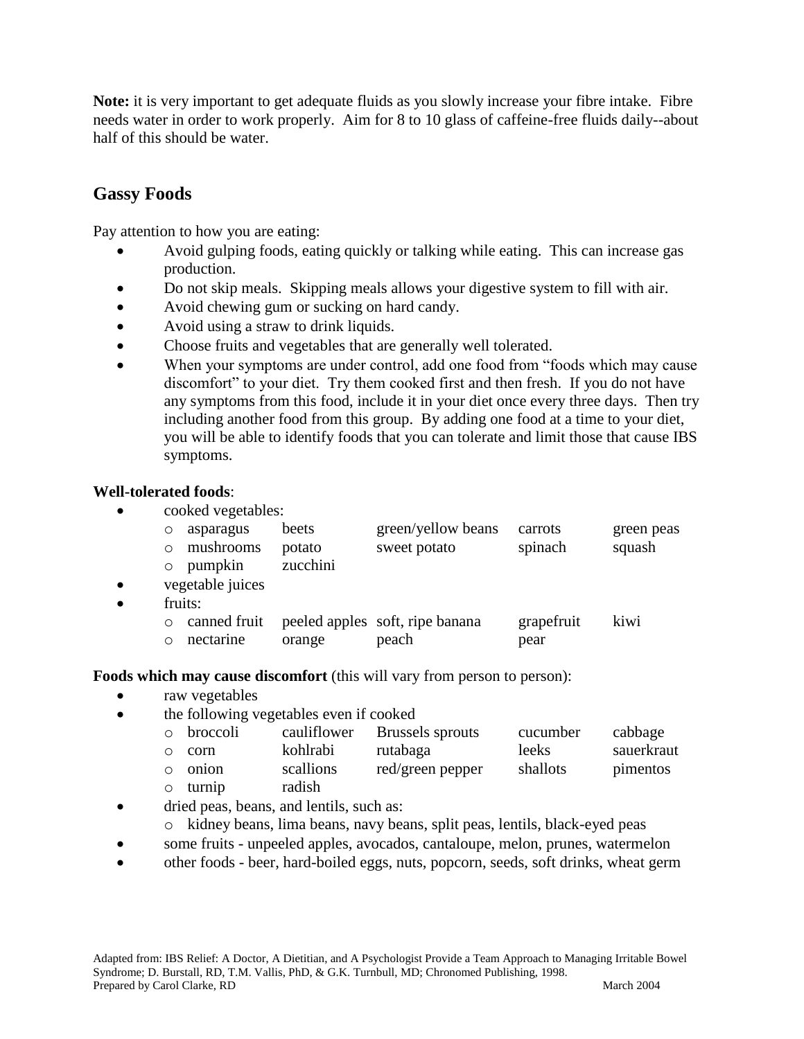**Note:** it is very important to get adequate fluids as you slowly increase your fibre intake. Fibre needs water in order to work properly. Aim for 8 to 10 glass of caffeine-free fluids daily--about half of this should be water.

## Gassy Foods

Pay attention to how you are eating:

- Avoid gulping foods, eating quickly or talking while eating. This can increase gas production.
- Do not skip meals. Skipping meals allows your digestive system to fill with air.
- Avoid chewing gum or sucking on hard candy.
- Avoid using a straw to drink liquids.
- Choose fruits and vegetables that are generally well tolerated.
- When your symptoms are under control, add one food from "foods which may cause discomfort" to your diet. Try them cooked first and then fresh. If you do not have any symptoms from this food, include it in your diet once every three days. Then try including another food from this group. By adding one food at a time to your diet, you will be able to identify foods that you can tolerate and limit those that cause IBS symptoms.

**Well-tolerated foods**:

- cooked vegetables:
  - asparagus, beets, green/yellow beans, carrots, green peas
  - mushrooms, potato, sweet potato, spinach, squash
  - pumpkin, zucchini
- vegetable juices
- fruits:
  - canned fruit, peeled apples, soft, ripe banana, grapefruit, kiwi
  - nectarine, orange, peach, pear

**Foods which may cause discomfort** (this will vary from person to person):

- raw vegetables
- the following vegetables even if cooked
  - broccoli, cauliflower, Brussels sprouts, cucumber, cabbage
  - corn, kohlrabi, rutabaga, leeks, sauerkraut
  - onion, scallions, red/green pepper, shallots, pimentos
  - turnip, radish
- dried peas, beans, and lentils, such as:
  - kidney beans, lima beans, navy beans, split peas, lentils, black-eyed peas
- some fruits - unpeeled apples, avocados, cantaloupe, melon, prunes, watermelon
- other foods - beer, hard-boiled eggs, nuts, popcorn, seeds, soft drinks, wheat germ

Adapted from: IBS Relief: A Doctor, A Dietitian, and A Psychologist Provide a Team Approach to Managing Irritable Bowel Syndrome; D. Burstall, RD, T.M. Vallis, PhD, & G.K. Turnbull, MD; Chronomed Publishing, 1998.
Prepared by Carol Clarke, RD March 2004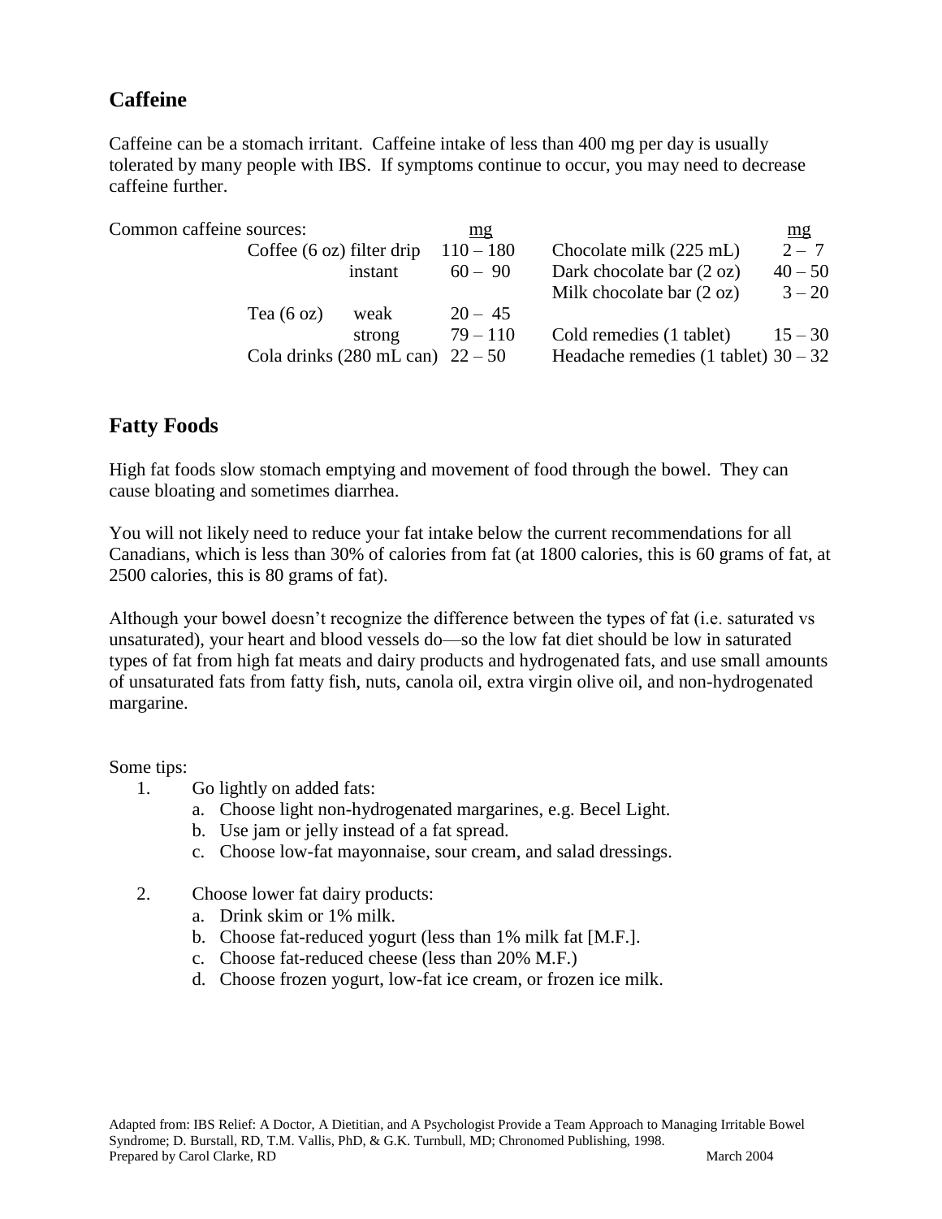## Caffeine

Caffeine can be a stomach irritant. Caffeine intake of less than 400 mg per day is usually tolerated by many people with IBS. If symptoms continue to occur, you may need to decrease caffeine further.

Common caffeine sources:

| Source | | mg | Source | mg |
|---|---|---|---|---|
| Coffee (6 oz) | filter drip | 110 – 180 | Chocolate milk (225 mL) | 2 – 7 |
| | instant | 60 – 90 | Dark chocolate bar (2 oz) | 40 – 50 |
| | | | Milk chocolate bar (2 oz) | 3 – 20 |
| Tea (6 oz) | weak | 20 – 45 | | |
| | strong | 79 – 110 | Cold remedies (1 tablet) | 15 – 30 |
| Cola drinks (280 mL can) | | 22 – 50 | Headache remedies (1 tablet) | 30 – 32 |

## Fatty Foods

High fat foods slow stomach emptying and movement of food through the bowel. They can cause bloating and sometimes diarrhea.

You will not likely need to reduce your fat intake below the current recommendations for all Canadians, which is less than 30% of calories from fat (at 1800 calories, this is 60 grams of fat, at 2500 calories, this is 80 grams of fat).

Although your bowel doesn't recognize the difference between the types of fat (i.e. saturated vs unsaturated), your heart and blood vessels do—so the low fat diet should be low in saturated types of fat from high fat meats and dairy products and hydrogenated fats, and use small amounts of unsaturated fats from fatty fish, nuts, canola oil, extra virgin olive oil, and non-hydrogenated margarine.

Some tips:

1. Go lightly on added fats:
   a. Choose light non-hydrogenated margarines, e.g. Becel Light.
   b. Use jam or jelly instead of a fat spread.
   c. Choose low-fat mayonnaise, sour cream, and salad dressings.

2. Choose lower fat dairy products:
   a. Drink skim or 1% milk.
   b. Choose fat-reduced yogurt (less than 1% milk fat [M.F.].
   c. Choose fat-reduced cheese (less than 20% M.F.)
   d. Choose frozen yogurt, low-fat ice cream, or frozen ice milk.

Adapted from: IBS Relief: A Doctor, A Dietitian, and A Psychologist Provide a Team Approach to Managing Irritable Bowel Syndrome; D. Burstall, RD, T.M. Vallis, PhD, & G.K. Turnbull, MD; Chronomed Publishing, 1998.
Prepared by Carol Clarke, RD March 2004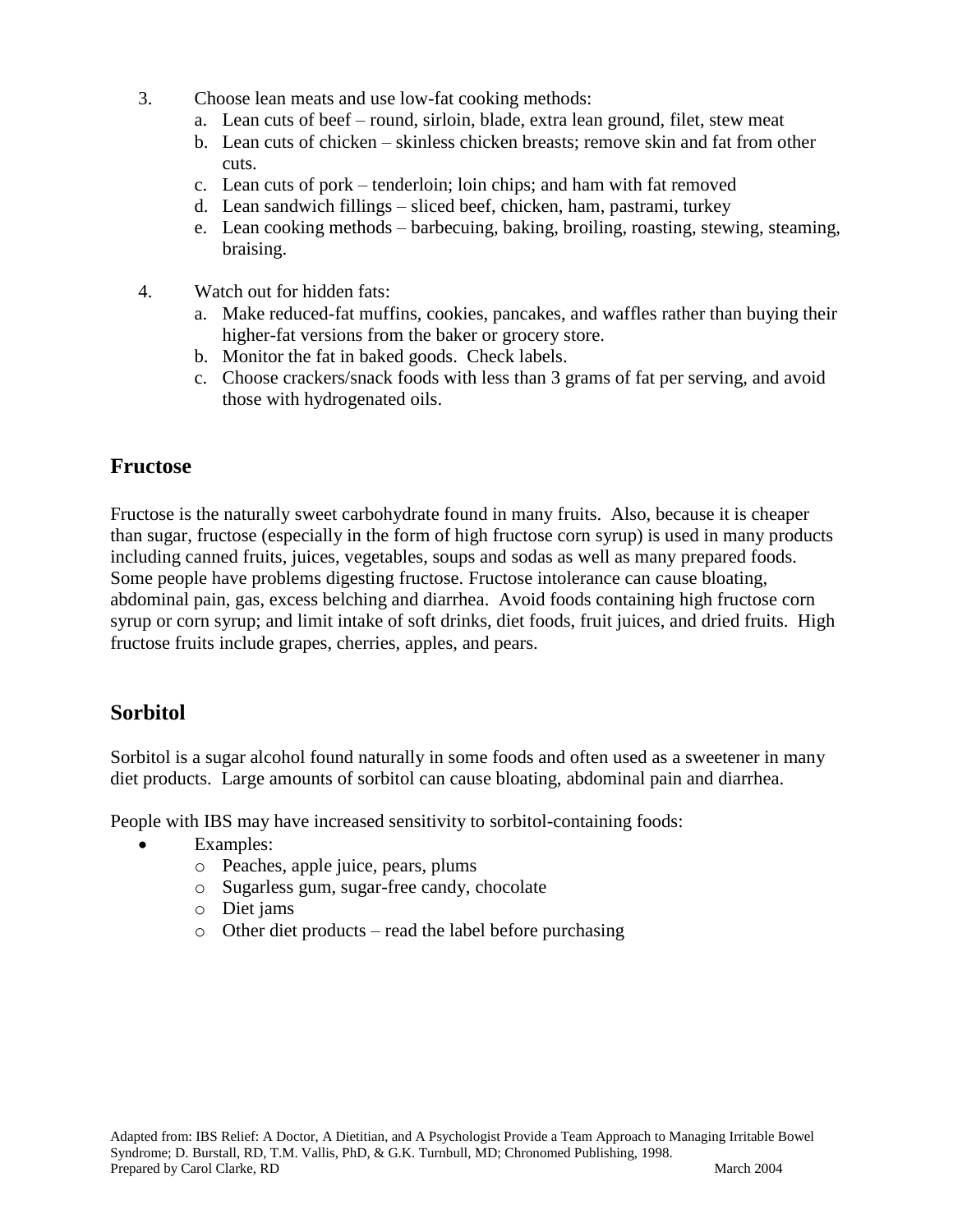3. Choose lean meats and use low-fat cooking methods:
   a. Lean cuts of beef – round, sirloin, blade, extra lean ground, filet, stew meat
   b. Lean cuts of chicken – skinless chicken breasts; remove skin and fat from other cuts.
   c. Lean cuts of pork – tenderloin; loin chips; and ham with fat removed
   d. Lean sandwich fillings – sliced beef, chicken, ham, pastrami, turkey
   e. Lean cooking methods – barbecuing, baking, broiling, roasting, stewing, steaming, braising.

4. Watch out for hidden fats:
   a. Make reduced-fat muffins, cookies, pancakes, and waffles rather than buying their higher-fat versions from the baker or grocery store.
   b. Monitor the fat in baked goods. Check labels.
   c. Choose crackers/snack foods with less than 3 grams of fat per serving, and avoid those with hydrogenated oils.

## Fructose

Fructose is the naturally sweet carbohydrate found in many fruits. Also, because it is cheaper than sugar, fructose (especially in the form of high fructose corn syrup) is used in many products including canned fruits, juices, vegetables, soups and sodas as well as many prepared foods. Some people have problems digesting fructose. Fructose intolerance can cause bloating, abdominal pain, gas, excess belching and diarrhea. Avoid foods containing high fructose corn syrup or corn syrup; and limit intake of soft drinks, diet foods, fruit juices, and dried fruits. High fructose fruits include grapes, cherries, apples, and pears.

## Sorbitol

Sorbitol is a sugar alcohol found naturally in some foods and often used as a sweetener in many diet products. Large amounts of sorbitol can cause bloating, abdominal pain and diarrhea.

People with IBS may have increased sensitivity to sorbitol-containing foods:

- Examples:
  - Peaches, apple juice, pears, plums
  - Sugarless gum, sugar-free candy, chocolate
  - Diet jams
  - Other diet products – read the label before purchasing

Adapted from: IBS Relief: A Doctor, A Dietitian, and A Psychologist Provide a Team Approach to Managing Irritable Bowel Syndrome; D. Burstall, RD, T.M. Vallis, PhD, & G.K. Turnbull, MD; Chronomed Publishing, 1998.
Prepared by Carol Clarke, RD March 2004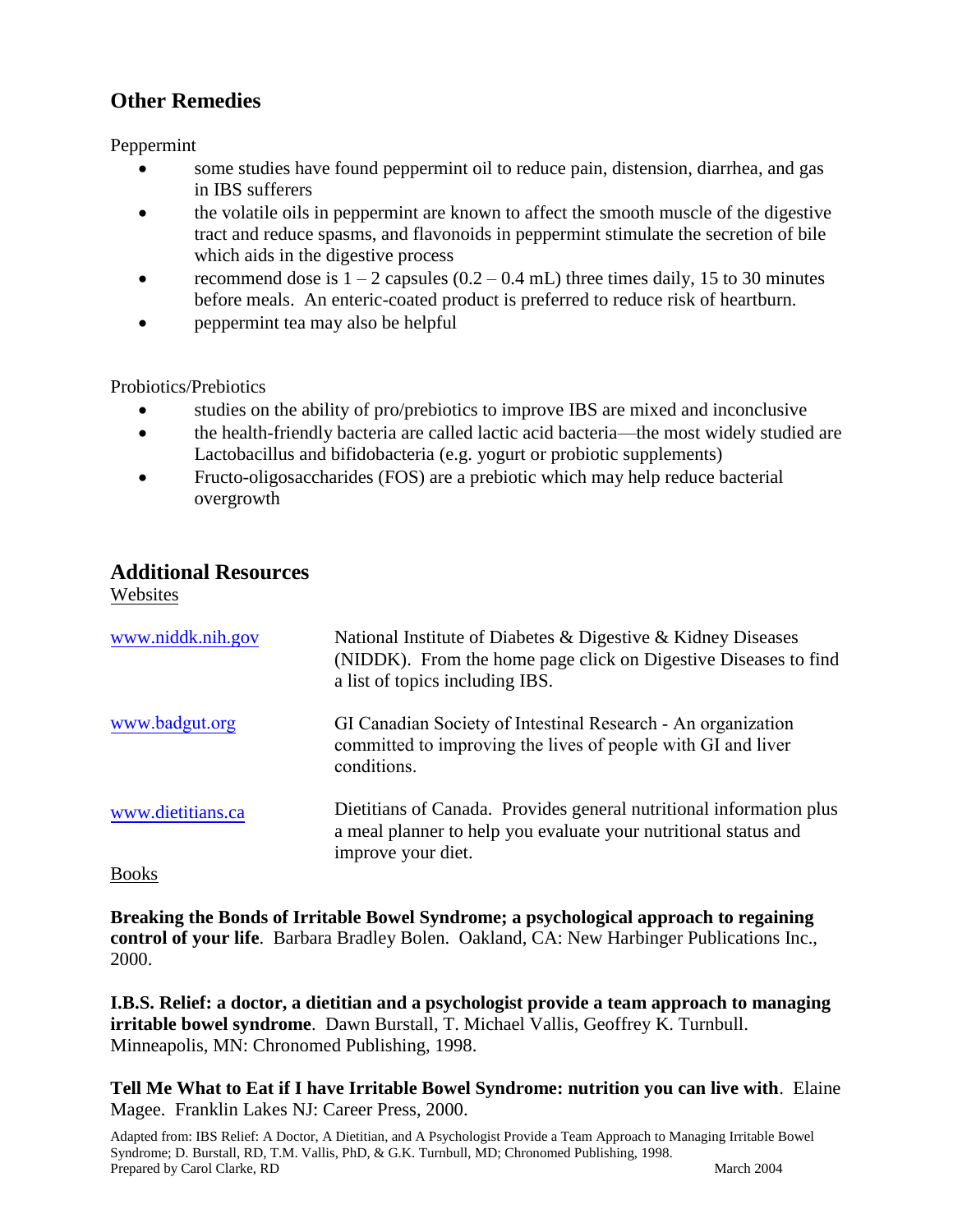## Other Remedies

Peppermint

- some studies have found peppermint oil to reduce pain, distension, diarrhea, and gas in IBS sufferers
- the volatile oils in peppermint are known to affect the smooth muscle of the digestive tract and reduce spasms, and flavonoids in peppermint stimulate the secretion of bile which aids in the digestive process
- recommend dose is 1 – 2 capsules (0.2 – 0.4 mL) three times daily, 15 to 30 minutes before meals. An enteric-coated product is preferred to reduce risk of heartburn.
- peppermint tea may also be helpful

Probiotics/Prebiotics

- studies on the ability of pro/prebiotics to improve IBS are mixed and inconclusive
- the health-friendly bacteria are called lactic acid bacteria—the most widely studied are Lactobacillus and bifidobacteria (e.g. yogurt or probiotic supplements)
- Fructo-oligosaccharides (FOS) are a prebiotic which may help reduce bacterial overgrowth

## Additional Resources

Websites

| | |
|---|---|
| www.niddk.nih.gov | National Institute of Diabetes & Digestive & Kidney Diseases (NIDDK). From the home page click on Digestive Diseases to find a list of topics including IBS. |
| www.badgut.org | GI Canadian Society of Intestinal Research - An organization committed to improving the lives of people with GI and liver conditions. |
| www.dietitians.ca | Dietitians of Canada. Provides general nutritional information plus a meal planner to help you evaluate your nutritional status and improve your diet. |

Books

**Breaking the Bonds of Irritable Bowel Syndrome; a psychological approach to regaining control of your life**. Barbara Bradley Bolen. Oakland, CA: New Harbinger Publications Inc., 2000.

**I.B.S. Relief: a doctor, a dietitian and a psychologist provide a team approach to managing irritable bowel syndrome**. Dawn Burstall, T. Michael Vallis, Geoffrey K. Turnbull. Minneapolis, MN: Chronomed Publishing, 1998.

**Tell Me What to Eat if I have Irritable Bowel Syndrome: nutrition you can live with**. Elaine Magee. Franklin Lakes NJ: Career Press, 2000.

Adapted from: IBS Relief: A Doctor, A Dietitian, and A Psychologist Provide a Team Approach to Managing Irritable Bowel Syndrome; D. Burstall, RD, T.M. Vallis, PhD, & G.K. Turnbull, MD; Chronomed Publishing, 1998.
Prepared by Carol Clarke, RD March 2004